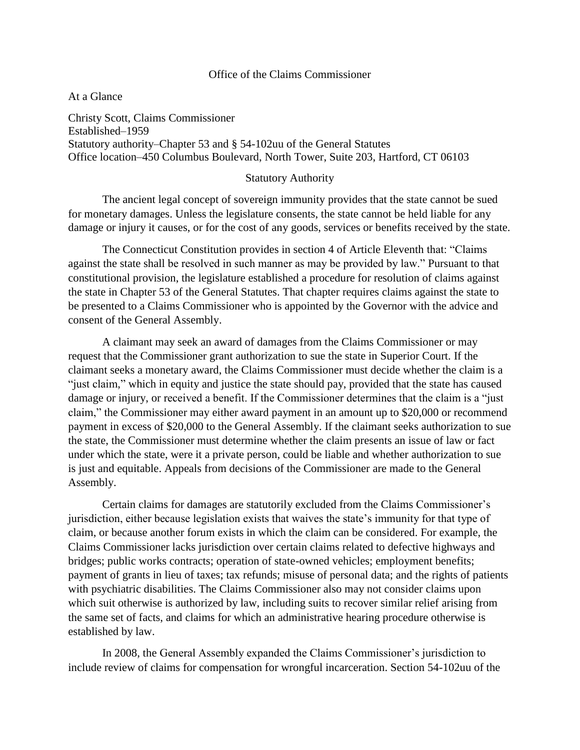# Office of the Claims Commissioner

At a Glance

Christy Scott, Claims Commissioner
Established–1959
Statutory authority–Chapter 53 and § 54-102uu of the General Statutes
Office location–450 Columbus Boulevard, North Tower, Suite 203, Hartford, CT 06103

## Statutory Authority

The ancient legal concept of sovereign immunity provides that the state cannot be sued for monetary damages. Unless the legislature consents, the state cannot be held liable for any damage or injury it causes, or for the cost of any goods, services or benefits received by the state.

The Connecticut Constitution provides in section 4 of Article Eleventh that: "Claims against the state shall be resolved in such manner as may be provided by law." Pursuant to that constitutional provision, the legislature established a procedure for resolution of claims against the state in Chapter 53 of the General Statutes. That chapter requires claims against the state to be presented to a Claims Commissioner who is appointed by the Governor with the advice and consent of the General Assembly.

A claimant may seek an award of damages from the Claims Commissioner or may request that the Commissioner grant authorization to sue the state in Superior Court. If the claimant seeks a monetary award, the Claims Commissioner must decide whether the claim is a "just claim," which in equity and justice the state should pay, provided that the state has caused damage or injury, or received a benefit. If the Commissioner determines that the claim is a "just claim," the Commissioner may either award payment in an amount up to $20,000 or recommend payment in excess of $20,000 to the General Assembly. If the claimant seeks authorization to sue the state, the Commissioner must determine whether the claim presents an issue of law or fact under which the state, were it a private person, could be liable and whether authorization to sue is just and equitable. Appeals from decisions of the Commissioner are made to the General Assembly.

Certain claims for damages are statutorily excluded from the Claims Commissioner's jurisdiction, either because legislation exists that waives the state's immunity for that type of claim, or because another forum exists in which the claim can be considered. For example, the Claims Commissioner lacks jurisdiction over certain claims related to defective highways and bridges; public works contracts; operation of state-owned vehicles; employment benefits; payment of grants in lieu of taxes; tax refunds; misuse of personal data; and the rights of patients with psychiatric disabilities. The Claims Commissioner also may not consider claims upon which suit otherwise is authorized by law, including suits to recover similar relief arising from the same set of facts, and claims for which an administrative hearing procedure otherwise is established by law.

In 2008, the General Assembly expanded the Claims Commissioner's jurisdiction to include review of claims for compensation for wrongful incarceration. Section 54-102uu of the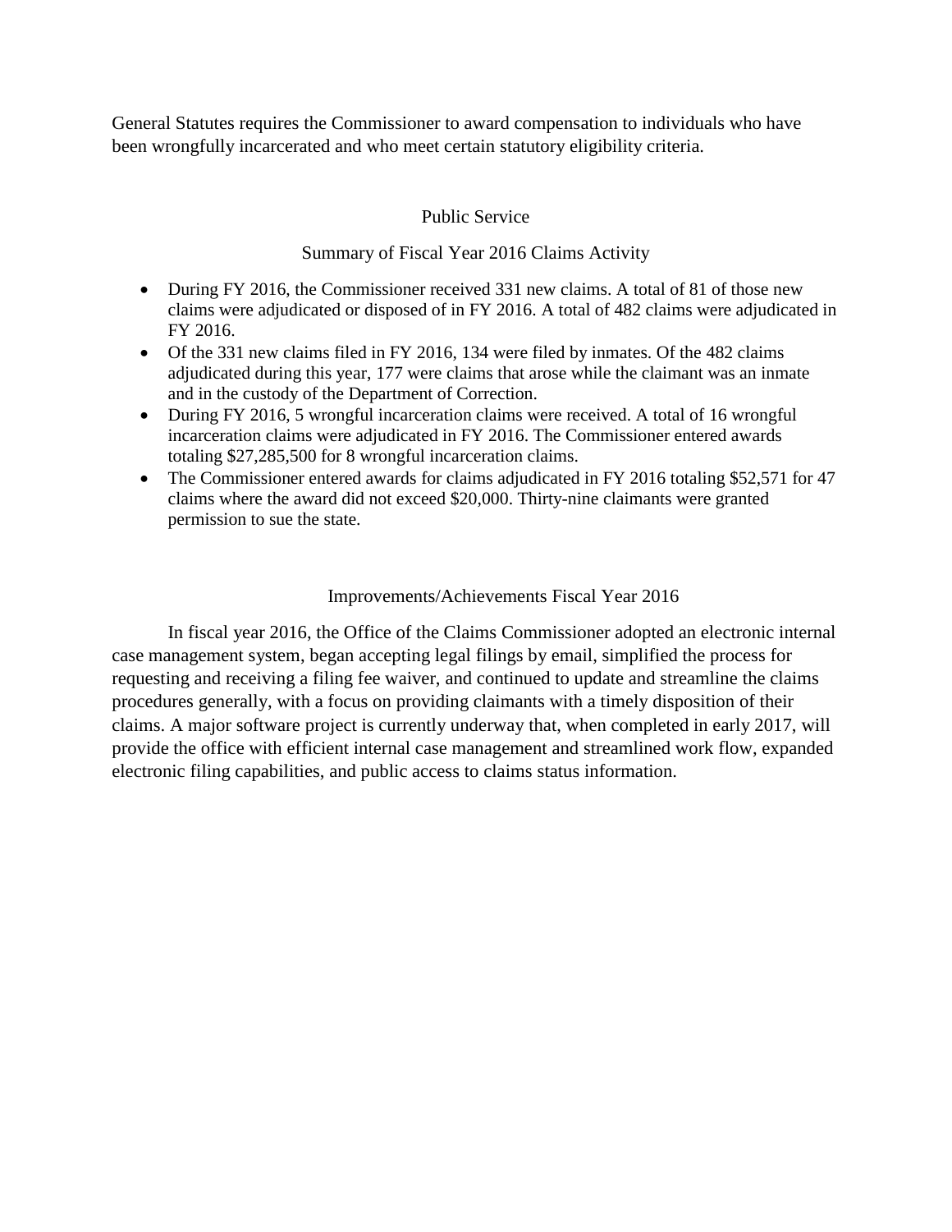General Statutes requires the Commissioner to award compensation to individuals who have been wrongfully incarcerated and who meet certain statutory eligibility criteria.

## Public Service

### Summary of Fiscal Year 2016 Claims Activity

- During FY 2016, the Commissioner received 331 new claims. A total of 81 of those new claims were adjudicated or disposed of in FY 2016. A total of 482 claims were adjudicated in FY 2016.
- Of the 331 new claims filed in FY 2016, 134 were filed by inmates. Of the 482 claims adjudicated during this year, 177 were claims that arose while the claimant was an inmate and in the custody of the Department of Correction.
- During FY 2016, 5 wrongful incarceration claims were received. A total of 16 wrongful incarceration claims were adjudicated in FY 2016. The Commissioner entered awards totaling $27,285,500 for 8 wrongful incarceration claims.
- The Commissioner entered awards for claims adjudicated in FY 2016 totaling $52,571 for 47 claims where the award did not exceed $20,000. Thirty-nine claimants were granted permission to sue the state.

## Improvements/Achievements Fiscal Year 2016

In fiscal year 2016, the Office of the Claims Commissioner adopted an electronic internal case management system, began accepting legal filings by email, simplified the process for requesting and receiving a filing fee waiver, and continued to update and streamline the claims procedures generally, with a focus on providing claimants with a timely disposition of their claims. A major software project is currently underway that, when completed in early 2017, will provide the office with efficient internal case management and streamlined work flow, expanded electronic filing capabilities, and public access to claims status information.